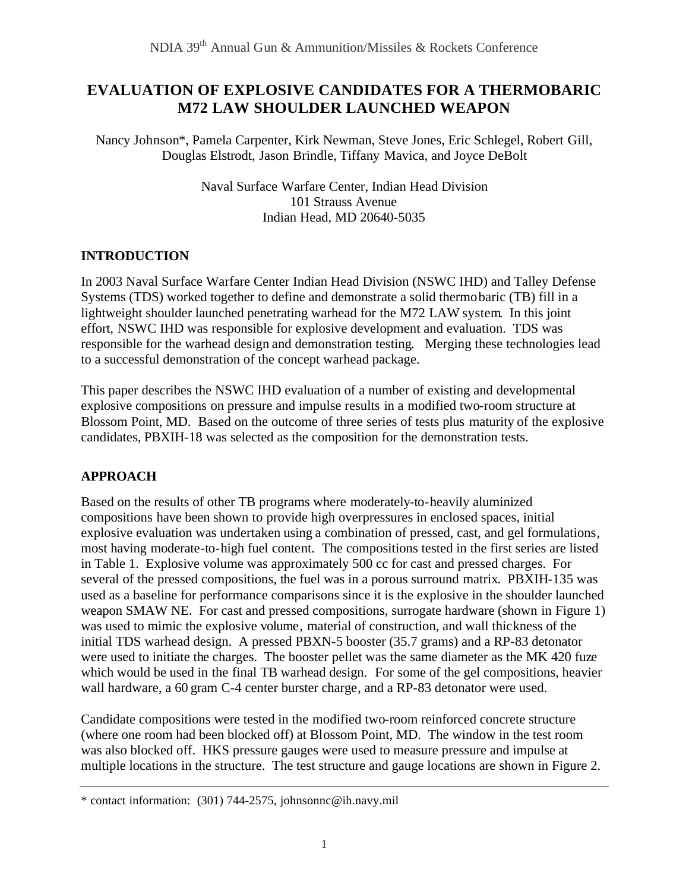# EVALUATION OF EXPLOSIVE CANDIDATES FOR A THERMOBARIC M72 LAW SHOULDER LAUNCHED WEAPON

Nancy Johnson*, Pamela Carpenter, Kirk Newman, Steve Jones, Eric Schlegel, Robert Gill, Douglas Elstrodt, Jason Brindle, Tiffany Mavica, and Joyce DeBolt

Naval Surface Warfare Center, Indian Head Division
101 Strauss Avenue
Indian Head, MD 20640-5035

## INTRODUCTION

In 2003 Naval Surface Warfare Center Indian Head Division (NSWC IHD) and Talley Defense Systems (TDS) worked together to define and demonstrate a solid thermobaric (TB) fill in a lightweight shoulder launched penetrating warhead for the M72 LAW system. In this joint effort, NSWC IHD was responsible for explosive development and evaluation. TDS was responsible for the warhead design and demonstration testing. Merging these technologies lead to a successful demonstration of the concept warhead package.

This paper describes the NSWC IHD evaluation of a number of existing and developmental explosive compositions on pressure and impulse results in a modified two-room structure at Blossom Point, MD. Based on the outcome of three series of tests plus maturity of the explosive candidates, PBXIH-18 was selected as the composition for the demonstration tests.

## APPROACH

Based on the results of other TB programs where moderately-to-heavily aluminized compositions have been shown to provide high overpressures in enclosed spaces, initial explosive evaluation was undertaken using a combination of pressed, cast, and gel formulations, most having moderate-to-high fuel content. The compositions tested in the first series are listed in Table 1. Explosive volume was approximately 500 cc for cast and pressed charges. For several of the pressed compositions, the fuel was in a porous surround matrix. PBXIH-135 was used as a baseline for performance comparisons since it is the explosive in the shoulder launched weapon SMAW NE. For cast and pressed compositions, surrogate hardware (shown in Figure 1) was used to mimic the explosive volume, material of construction, and wall thickness of the initial TDS warhead design. A pressed PBXN-5 booster (35.7 grams) and a RP-83 detonator were used to initiate the charges. The booster pellet was the same diameter as the MK 420 fuze which would be used in the final TB warhead design. For some of the gel compositions, heavier wall hardware, a 60 gram C-4 center burster charge, and a RP-83 detonator were used.

Candidate compositions were tested in the modified two-room reinforced concrete structure (where one room had been blocked off) at Blossom Point, MD. The window in the test room was also blocked off. HKS pressure gauges were used to measure pressure and impulse at multiple locations in the structure. The test structure and gauge locations are shown in Figure 2.

---

* contact information: (301) 744-2575, johnsonnc@ih.navy.mil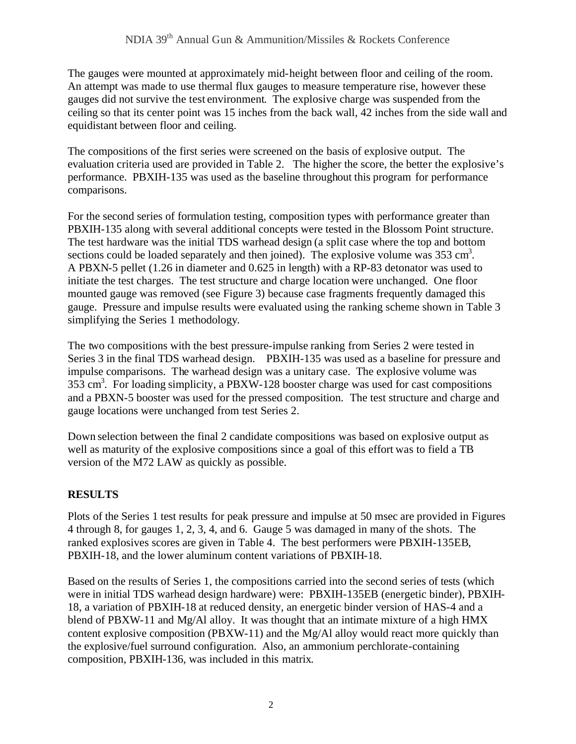The gauges were mounted at approximately mid-height between floor and ceiling of the room. An attempt was made to use thermal flux gauges to measure temperature rise, however these gauges did not survive the test environment. The explosive charge was suspended from the ceiling so that its center point was 15 inches from the back wall, 42 inches from the side wall and equidistant between floor and ceiling.

The compositions of the first series were screened on the basis of explosive output. The evaluation criteria used are provided in Table 2. The higher the score, the better the explosive's performance. PBXIH-135 was used as the baseline throughout this program for performance comparisons.

For the second series of formulation testing, composition types with performance greater than PBXIH-135 along with several additional concepts were tested in the Blossom Point structure. The test hardware was the initial TDS warhead design (a split case where the top and bottom sections could be loaded separately and then joined). The explosive volume was 353 $cm^3$. A PBXN-5 pellet (1.26 in diameter and 0.625 in length) with a RP-83 detonator was used to initiate the test charges. The test structure and charge location were unchanged. One floor mounted gauge was removed (see Figure 3) because case fragments frequently damaged this gauge. Pressure and impulse results were evaluated using the ranking scheme shown in Table 3 simplifying the Series 1 methodology.

The two compositions with the best pressure-impulse ranking from Series 2 were tested in Series 3 in the final TDS warhead design. PBXIH-135 was used as a baseline for pressure and impulse comparisons. The warhead design was a unitary case. The explosive volume was 353 $cm^3$. For loading simplicity, a PBXW-128 booster charge was used for cast compositions and a PBXN-5 booster was used for the pressed composition. The test structure and charge and gauge locations were unchanged from test Series 2.

Down selection between the final 2 candidate compositions was based on explosive output as well as maturity of the explosive compositions since a goal of this effort was to field a TB version of the M72 LAW as quickly as possible.

## RESULTS

Plots of the Series 1 test results for peak pressure and impulse at 50 msec are provided in Figures 4 through 8, for gauges 1, 2, 3, 4, and 6. Gauge 5 was damaged in many of the shots. The ranked explosives scores are given in Table 4. The best performers were PBXIH-135EB, PBXIH-18, and the lower aluminum content variations of PBXIH-18.

Based on the results of Series 1, the compositions carried into the second series of tests (which were in initial TDS warhead design hardware) were: PBXIH-135EB (energetic binder), PBXIH-18, a variation of PBXIH-18 at reduced density, an energetic binder version of HAS-4 and a blend of PBXW-11 and Mg/Al alloy. It was thought that an intimate mixture of a high HMX content explosive composition (PBXW-11) and the Mg/Al alloy would react more quickly than the explosive/fuel surround configuration. Also, an ammonium perchlorate-containing composition, PBXIH-136, was included in this matrix.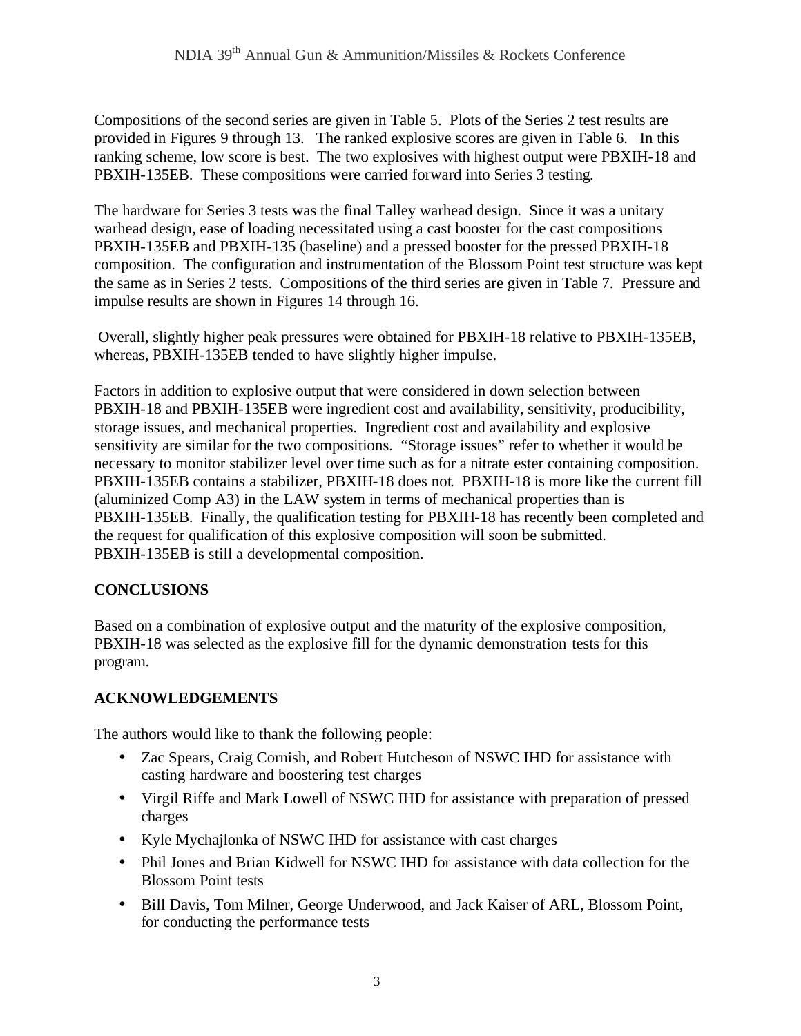Compositions of the second series are given in Table 5. Plots of the Series 2 test results are provided in Figures 9 through 13. The ranked explosive scores are given in Table 6. In this ranking scheme, low score is best. The two explosives with highest output were PBXIH-18 and PBXIH-135EB. These compositions were carried forward into Series 3 testing.

The hardware for Series 3 tests was the final Talley warhead design. Since it was a unitary warhead design, ease of loading necessitated using a cast booster for the cast compositions PBXIH-135EB and PBXIH-135 (baseline) and a pressed booster for the pressed PBXIH-18 composition. The configuration and instrumentation of the Blossom Point test structure was kept the same as in Series 2 tests. Compositions of the third series are given in Table 7. Pressure and impulse results are shown in Figures 14 through 16.

Overall, slightly higher peak pressures were obtained for PBXIH-18 relative to PBXIH-135EB, whereas, PBXIH-135EB tended to have slightly higher impulse.

Factors in addition to explosive output that were considered in down selection between PBXIH-18 and PBXIH-135EB were ingredient cost and availability, sensitivity, producibility, storage issues, and mechanical properties. Ingredient cost and availability and explosive sensitivity are similar for the two compositions. "Storage issues" refer to whether it would be necessary to monitor stabilizer level over time such as for a nitrate ester containing composition. PBXIH-135EB contains a stabilizer, PBXIH-18 does not. PBXIH-18 is more like the current fill (aluminized Comp A3) in the LAW system in terms of mechanical properties than is PBXIH-135EB. Finally, the qualification testing for PBXIH-18 has recently been completed and the request for qualification of this explosive composition will soon be submitted. PBXIH-135EB is still a developmental composition.

## CONCLUSIONS

Based on a combination of explosive output and the maturity of the explosive composition, PBXIH-18 was selected as the explosive fill for the dynamic demonstration tests for this program.

## ACKNOWLEDGEMENTS

The authors would like to thank the following people:

- Zac Spears, Craig Cornish, and Robert Hutcheson of NSWC IHD for assistance with casting hardware and boostering test charges
- Virgil Riffe and Mark Lowell of NSWC IHD for assistance with preparation of pressed charges
- Kyle Mychajlonka of NSWC IHD for assistance with cast charges
- Phil Jones and Brian Kidwell for NSWC IHD for assistance with data collection for the Blossom Point tests
- Bill Davis, Tom Milner, George Underwood, and Jack Kaiser of ARL, Blossom Point, for conducting the performance tests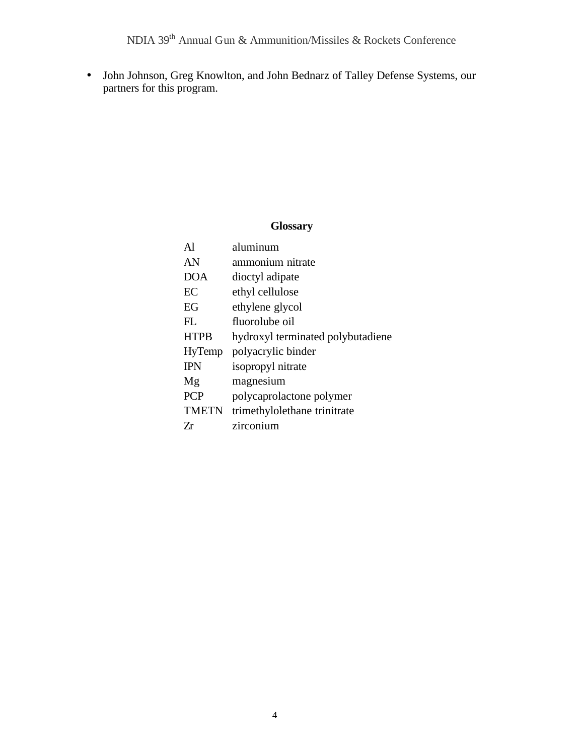- John Johnson, Greg Knowlton, and John Bednarz of Talley Defense Systems, our partners for this program.

**Glossary**

| | |
|---|---|
| Al | aluminum |
| AN | ammonium nitrate |
| DOA | dioctyl adipate |
| EC | ethyl cellulose |
| EG | ethylene glycol |
| FL | fluorolube oil |
| HTPB | hydroxyl terminated polybutadiene |
| HyTemp | polyacrylic binder |
| IPN | isopropyl nitrate |
| Mg | magnesium |
| PCP | polycaprolactone polymer |
| TMETN | trimethylolethane trinitrate |
| Zr | zirconium |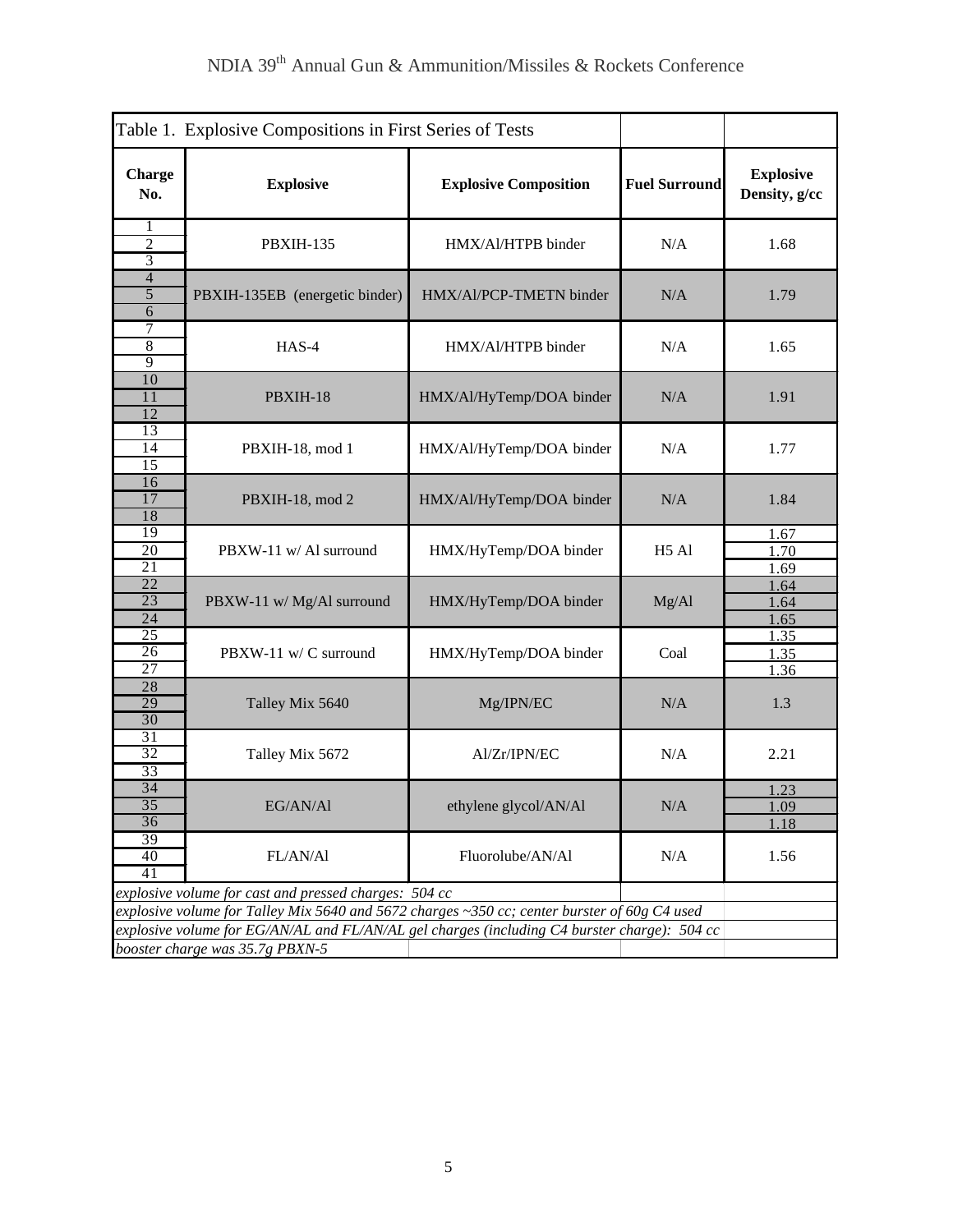Table 1. Explosive Compositions in First Series of Tests

| Charge No. | Explosive | Explosive Composition | Fuel Surround | Explosive Density, g/cc |
|---|---|---|---|---|
| 1 | PBXIH-135 | HMX/Al/HTPB binder | N/A | 1.68 |
| 2 | | | | |
| 3 | | | | |
| 4 | PBXIH-135EB (energetic binder) | HMX/Al/PCP-TMETN binder | N/A | 1.79 |
| 5 | | | | |
| 6 | | | | |
| 7 | HAS-4 | HMX/Al/HTPB binder | N/A | 1.65 |
| 8 | | | | |
| 9 | | | | |
| 10 | PBXIH-18 | HMX/Al/HyTemp/DOA binder | N/A | 1.91 |
| 11 | | | | |
| 12 | | | | |
| 13 | PBXIH-18, mod 1 | HMX/Al/HyTemp/DOA binder | N/A | 1.77 |
| 14 | | | | |
| 15 | | | | |
| 16 | PBXIH-18, mod 2 | HMX/Al/HyTemp/DOA binder | N/A | 1.84 |
| 17 | | | | |
| 18 | | | | |
| 19 | PBXW-11 w/ Al surround | HMX/HyTemp/DOA binder | H5 Al | 1.67 |
| 20 | | | | 1.70 |
| 21 | | | | 1.69 |
| 22 | PBXW-11 w/ Mg/Al surround | HMX/HyTemp/DOA binder | Mg/Al | 1.64 |
| 23 | | | | 1.64 |
| 24 | | | | 1.65 |
| 25 | PBXW-11 w/ C surround | HMX/HyTemp/DOA binder | Coal | 1.35 |
| 26 | | | | 1.35 |
| 27 | | | | 1.36 |
| 28 | Talley Mix 5640 | Mg/IPN/EC | N/A | 1.3 |
| 29 | | | | |
| 30 | | | | |
| 31 | Talley Mix 5672 | Al/Zr/IPN/EC | N/A | 2.21 |
| 32 | | | | |
| 33 | | | | |
| 34 | EG/AN/Al | ethylene glycol/AN/Al | N/A | 1.23 |
| 35 | | | | 1.09 |
| 36 | | | | 1.18 |
| 39 | FL/AN/Al | Fluorolube/AN/Al | N/A | 1.56 |
| 40 | | | | |
| 41 | | | | |

*explosive volume for cast and pressed charges: 504 cc*

*explosive volume for Talley Mix 5640 and 5672 charges ~350 cc; center burster of 60g C4 used*

*explosive volume for EG/AN/AL and FL/AN/AL gel charges (including C4 burster charge): 504 cc*

*booster charge was 35.7g PBXN-5*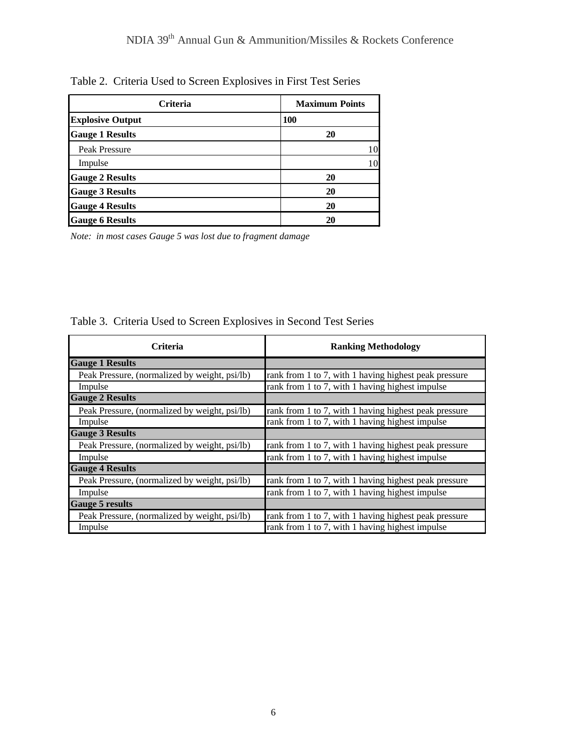Table 2. Criteria Used to Screen Explosives in First Test Series

| Criteria | Maximum Points |
|---|---|
| **Explosive Output** | **100** |
| **Gauge 1 Results** | **20** |
| Peak Pressure | 10 |
| Impulse | 10 |
| **Gauge 2 Results** | **20** |
| **Gauge 3 Results** | **20** |
| **Gauge 4 Results** | **20** |
| **Gauge 6 Results** | **20** |

*Note: in most cases Gauge 5 was lost due to fragment damage*

Table 3. Criteria Used to Screen Explosives in Second Test Series

| Criteria | Ranking Methodology |
|---|---|
| **Gauge 1 Results** | |
| Peak Pressure, (normalized by weight, psi/lb) | rank from 1 to 7, with 1 having highest peak pressure |
| Impulse | rank from 1 to 7, with 1 having highest impulse |
| **Gauge 2 Results** | |
| Peak Pressure, (normalized by weight, psi/lb) | rank from 1 to 7, with 1 having highest peak pressure |
| Impulse | rank from 1 to 7, with 1 having highest impulse |
| **Gauge 3 Results** | |
| Peak Pressure, (normalized by weight, psi/lb) | rank from 1 to 7, with 1 having highest peak pressure |
| Impulse | rank from 1 to 7, with 1 having highest impulse |
| **Gauge 4 Results** | |
| Peak Pressure, (normalized by weight, psi/lb) | rank from 1 to 7, with 1 having highest peak pressure |
| Impulse | rank from 1 to 7, with 1 having highest impulse |
| **Gauge 5 results** | |
| Peak Pressure, (normalized by weight, psi/lb) | rank from 1 to 7, with 1 having highest peak pressure |
| Impulse | rank from 1 to 7, with 1 having highest impulse |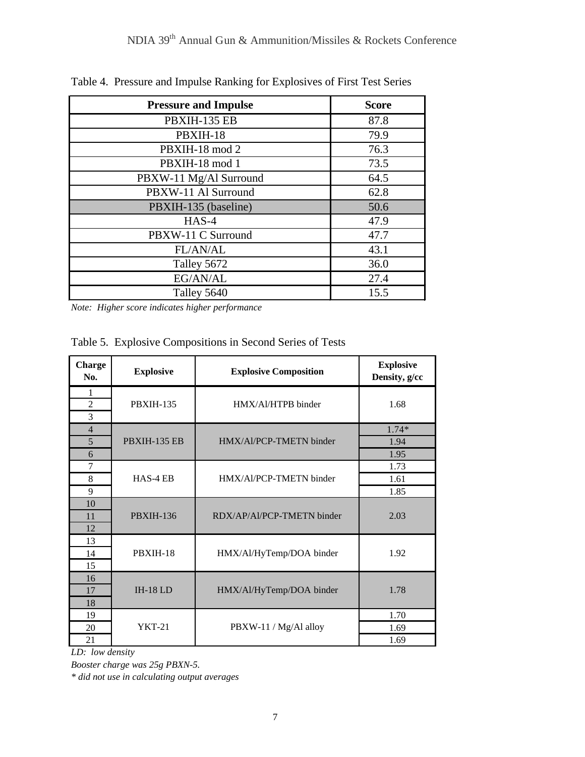Table 4. Pressure and Impulse Ranking for Explosives of First Test Series

| Pressure and Impulse | Score |
|---|---|
| PBXIH-135 EB | 87.8 |
| PBXIH-18 | 79.9 |
| PBXIH-18 mod 2 | 76.3 |
| PBXIH-18 mod 1 | 73.5 |
| PBXW-11 Mg/Al Surround | 64.5 |
| PBXW-11 Al Surround | 62.8 |
| PBXIH-135 (baseline) | 50.6 |
| HAS-4 | 47.9 |
| PBXW-11 C Surround | 47.7 |
| FL/AN/AL | 43.1 |
| Talley 5672 | 36.0 |
| EG/AN/AL | 27.4 |
| Talley 5640 | 15.5 |

*Note: Higher score indicates higher performance*

Table 5. Explosive Compositions in Second Series of Tests

| Charge No. | Explosive | Explosive Composition | Explosive Density, g/cc |
|---|---|---|---|
| 1 | PBXIH-135 | HMX/Al/HTPB binder | 1.68 |
| 2 | | | |
| 3 | | | |
| 4 | PBXIH-135 EB | HMX/Al/PCP-TMETN binder | 1.74* |
| 5 | | | 1.94 |
| 6 | | | 1.95 |
| 7 | HAS-4 EB | HMX/Al/PCP-TMETN binder | 1.73 |
| 8 | | | 1.61 |
| 9 | | | 1.85 |
| 10 | PBXIH-136 | RDX/AP/Al/PCP-TMETN binder | 2.03 |
| 11 | | | |
| 12 | | | |
| 13 | PBXIH-18 | HMX/Al/HyTemp/DOA binder | 1.92 |
| 14 | | | |
| 15 | | | |
| 16 | IH-18 LD | HMX/Al/HyTemp/DOA binder | 1.78 |
| 17 | | | |
| 18 | | | |
| 19 | YKT-21 | PBXW-11 / Mg/Al alloy | 1.70 |
| 20 | | | 1.69 |
| 21 | | | 1.69 |

*LD: low density*

*Booster charge was 25g PBXN-5.*

*\* did not use in calculating output averages*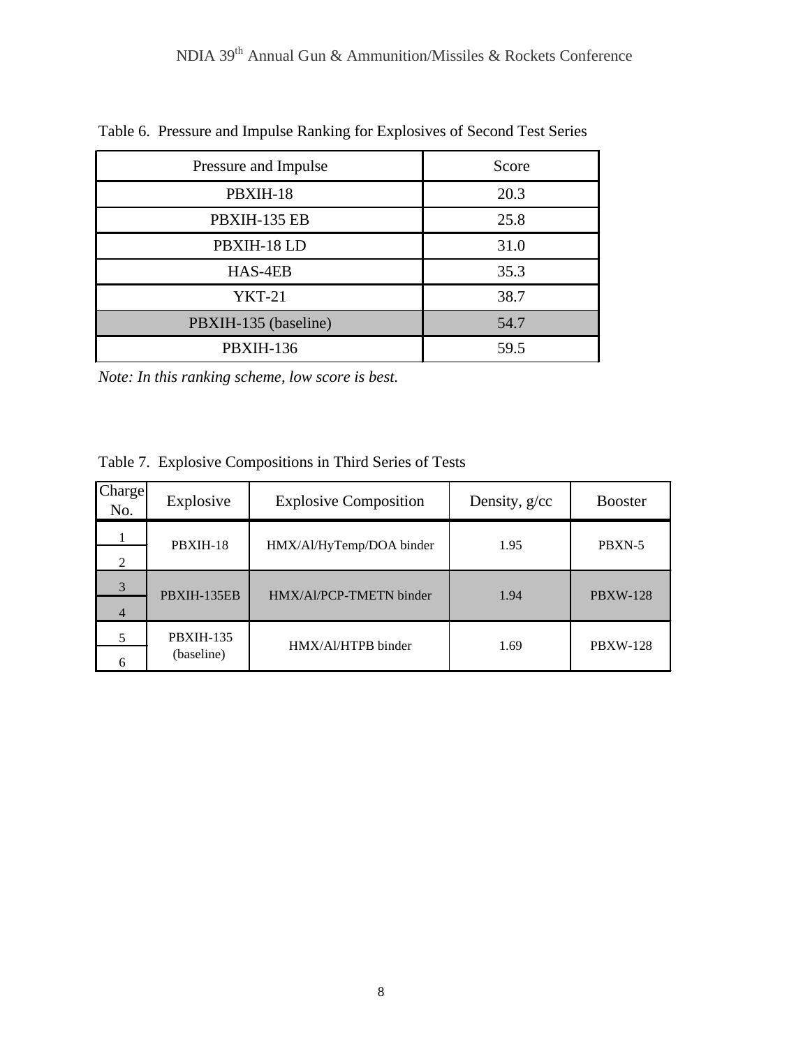Table 6. Pressure and Impulse Ranking for Explosives of Second Test Series

| Pressure and Impulse | Score |
|---|---|
| PBXIH-18 | 20.3 |
| PBXIH-135 EB | 25.8 |
| PBXIH-18 LD | 31.0 |
| HAS-4EB | 35.3 |
| YKT-21 | 38.7 |
| PBXIH-135 (baseline) | 54.7 |
| PBXIH-136 | 59.5 |

*Note: In this ranking scheme, low score is best.*

Table 7. Explosive Compositions in Third Series of Tests

| Charge No. | Explosive | Explosive Composition | Density, g/cc | Booster |
|---|---|---|---|---|
| 1 | PBXIH-18 | HMX/Al/HyTemp/DOA binder | 1.95 | PBXN-5 |
| 2 | | | | |
| 3 | PBXIH-135EB | HMX/Al/PCP-TMETN binder | 1.94 | PBXW-128 |
| 4 | | | | |
| 5 | PBXIH-135 (baseline) | HMX/Al/HTPB binder | 1.69 | PBXW-128 |
| 6 | | | | |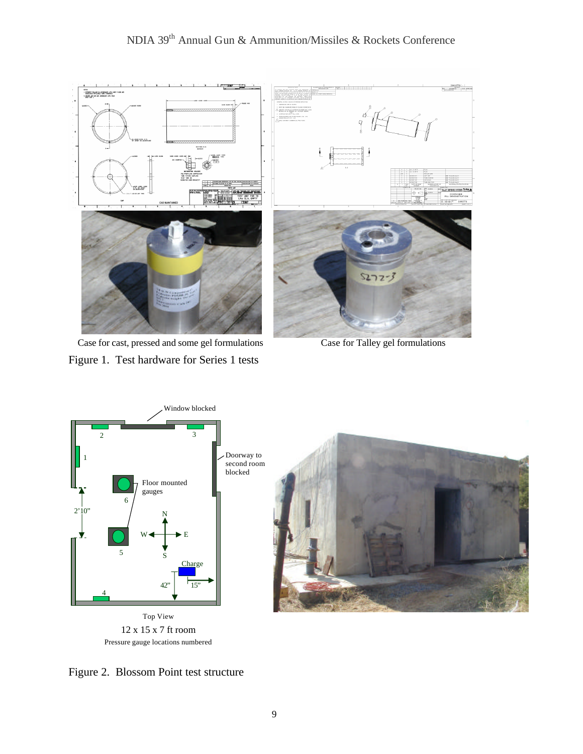Case for cast, pressed and some gel formulations

Case for Talley gel formulations

Figure 1. Test hardware for Series 1 tests

Window blocked

Doorway to second room blocked

Floor mounted gauges

Charge

Top View

12 x 15 x 7 ft room

Pressure gauge locations numbered

Figure 2. Blossom Point test structure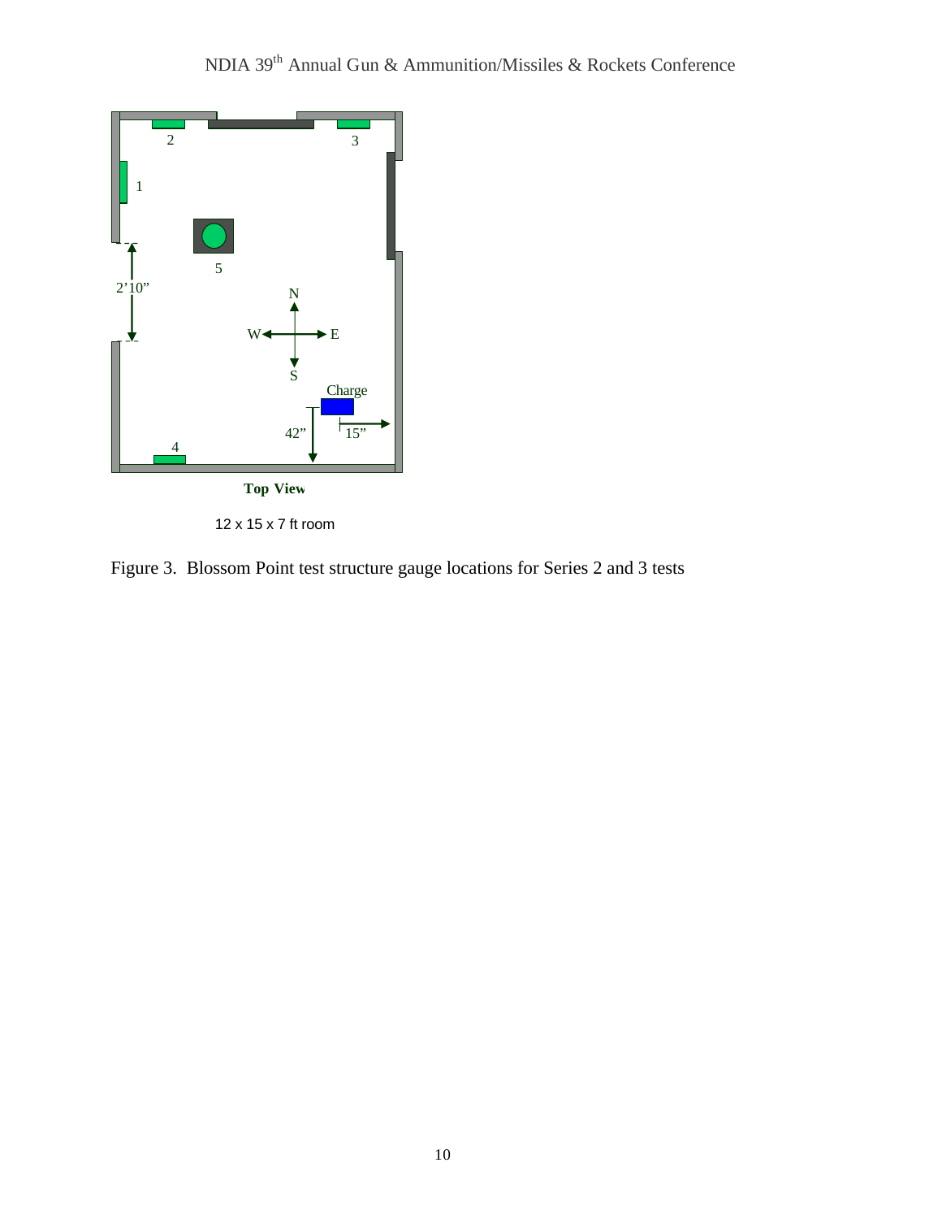Top View

12 x 15 x 7 ft room

Figure 3. Blossom Point test structure gauge locations for Series 2 and 3 tests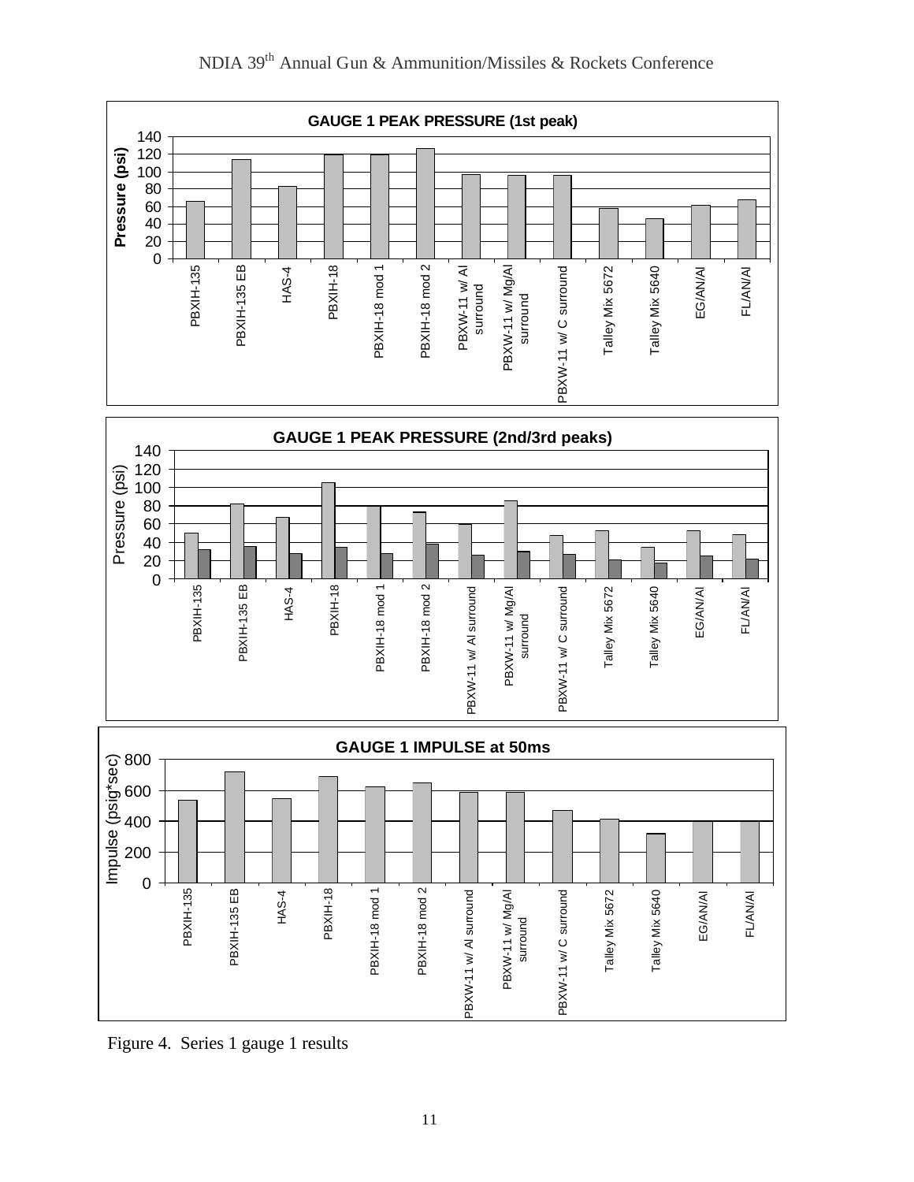Figure 4. Series 1 gauge 1 results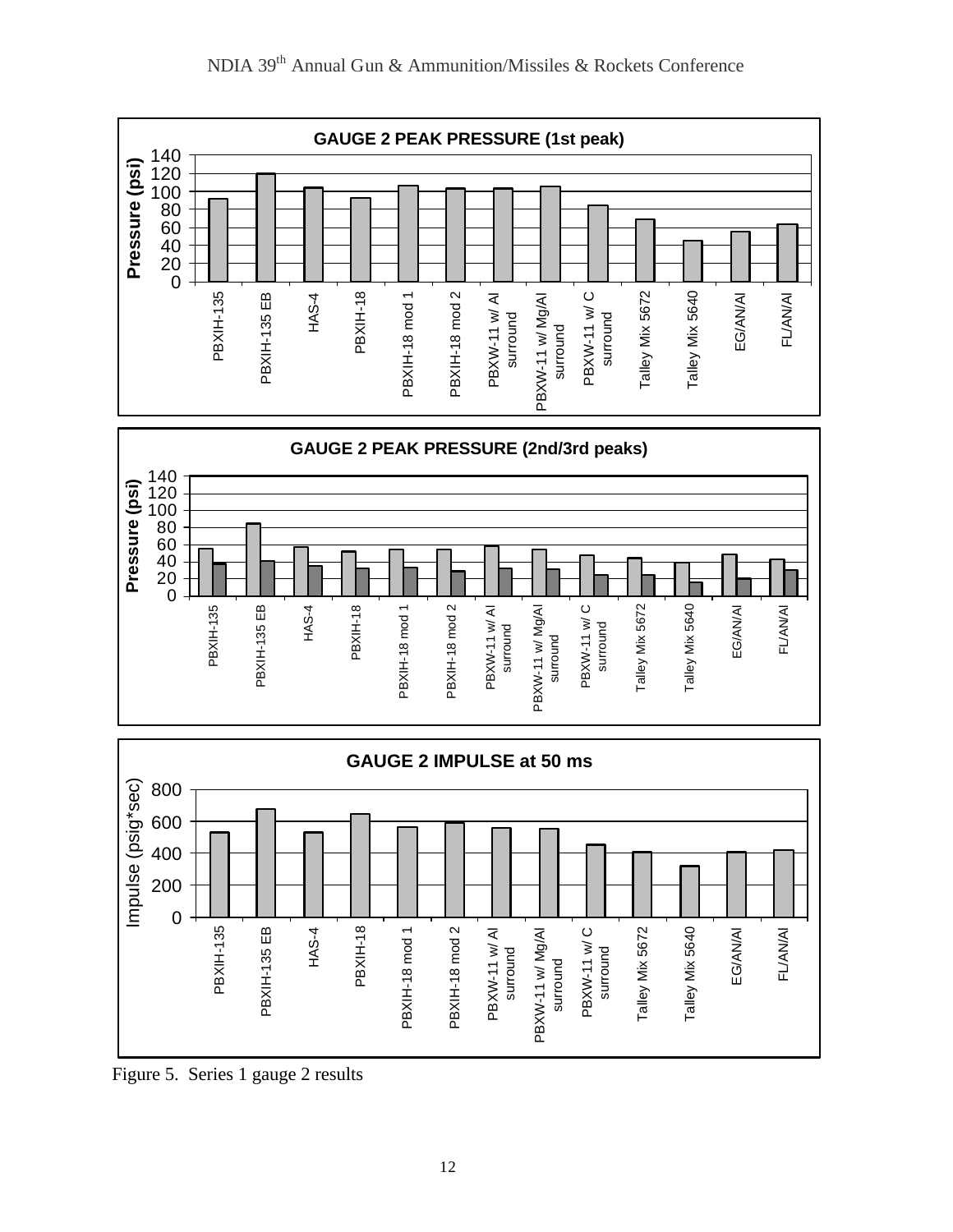Figure 5. Series 1 gauge 2 results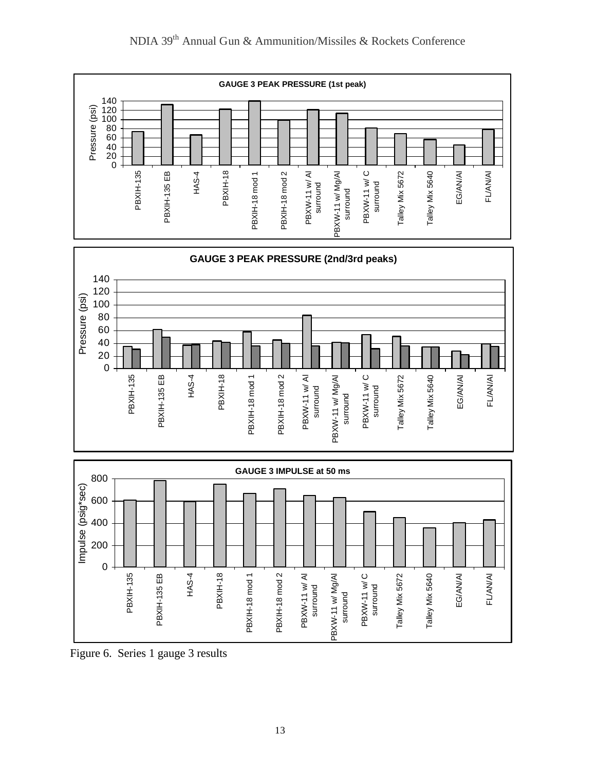**GAUGE 3 PEAK PRESSURE (1st peak)**

**GAUGE 3 PEAK PRESSURE (2nd/3rd peaks)**

**GAUGE 3 IMPULSE at 50 ms**

Figure 6. Series 1 gauge 3 results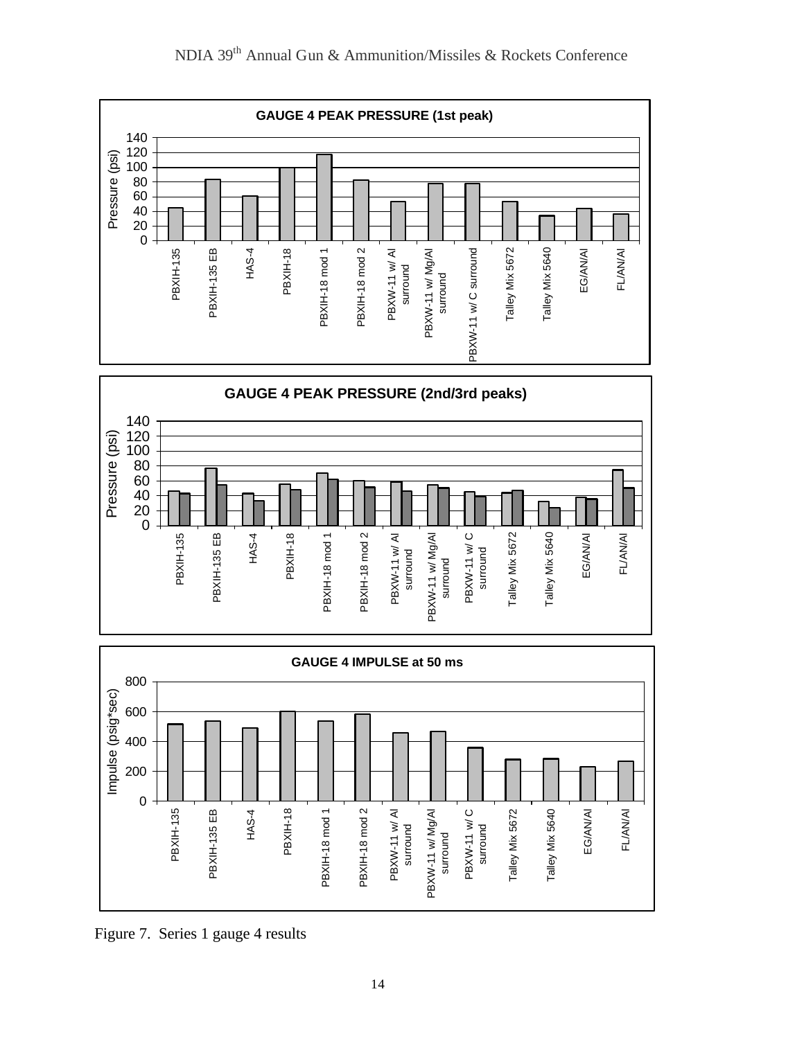Figure 7. Series 1 gauge 4 results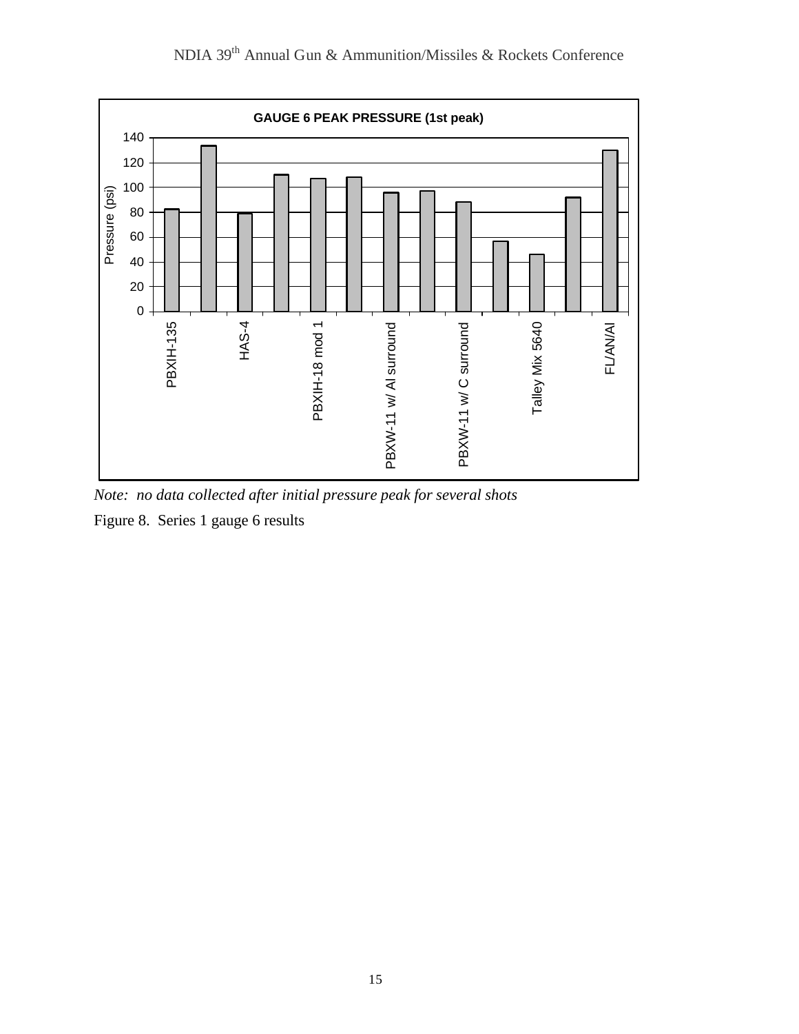GAUGE 6 PEAK PRESSURE (1st peak)

| Explosive | Pressure (psi) |
| --- | --- |
| PBXIH-135 | 82 |
| | 133 |
| HAS-4 | 79 |
| | 110 |
| PBXIH-18 mod 1 | 107 |
| | 108 |
| PBXW-11 w/ Al surround | 96 |
| | 97 |
| PBXW-11 w/ C surround | 88 |
| | 57 |
| Talley Mix 5640 | 46 |
| | 92 |
| FL/AN/Al | 130 |

*Note: no data collected after initial pressure peak for several shots*

Figure 8. Series 1 gauge 6 results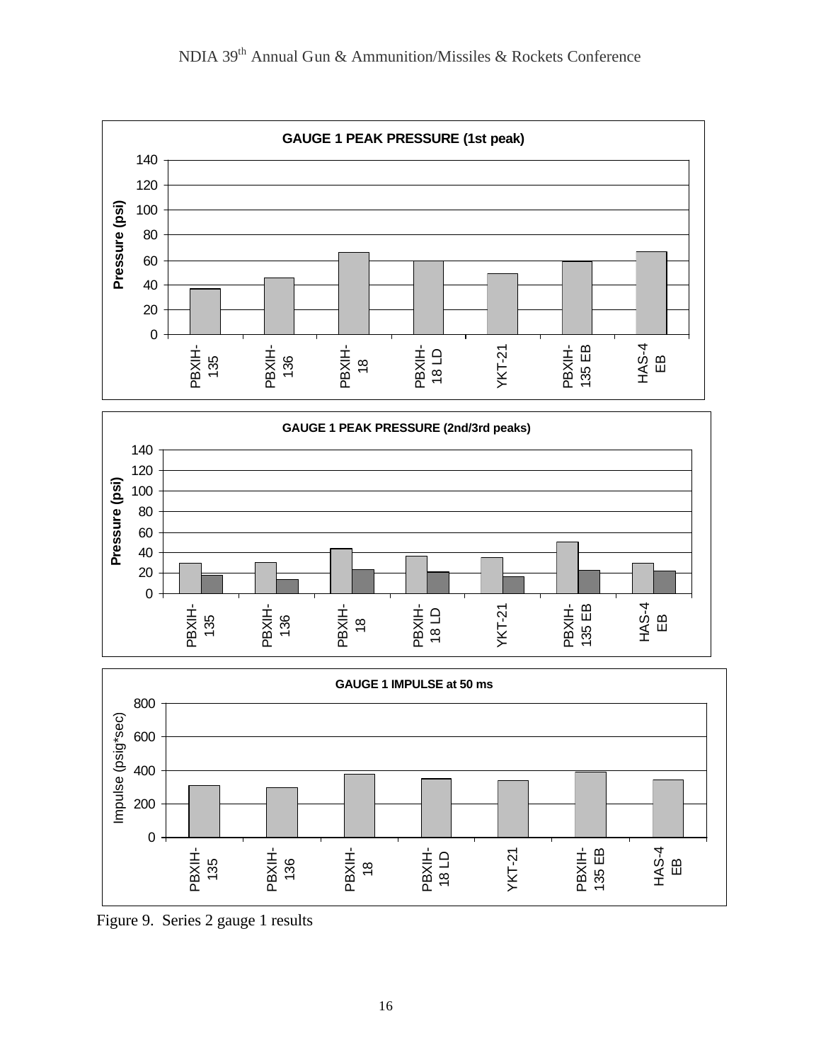**GAUGE 1 PEAK PRESSURE (1st peak)**

Pressure (psi)

0, 20, 40, 60, 80, 100, 120, 140

PBXIH-135, PBXIH-136, PBXIH-18, PBXIH-18 LD, YKT-21, PBXIH-135 EB, HAS-4 EB

**GAUGE 1 PEAK PRESSURE (2nd/3rd peaks)**

Pressure (psi)

0, 20, 40, 60, 80, 100, 120, 140

PBXIH-135, PBXIH-136, PBXIH-18, PBXIH-18 LD, YKT-21, PBXIH-135 EB, HAS-4 EB

**GAUGE 1 IMPULSE at 50 ms**

Impulse (psig*sec)

0, 200, 400, 600, 800

PBXIH-135, PBXIH-136, PBXIH-18, PBXIH-18 LD, YKT-21, PBXIH-135 EB, HAS-4 EB

Figure 9. Series 2 gauge 1 results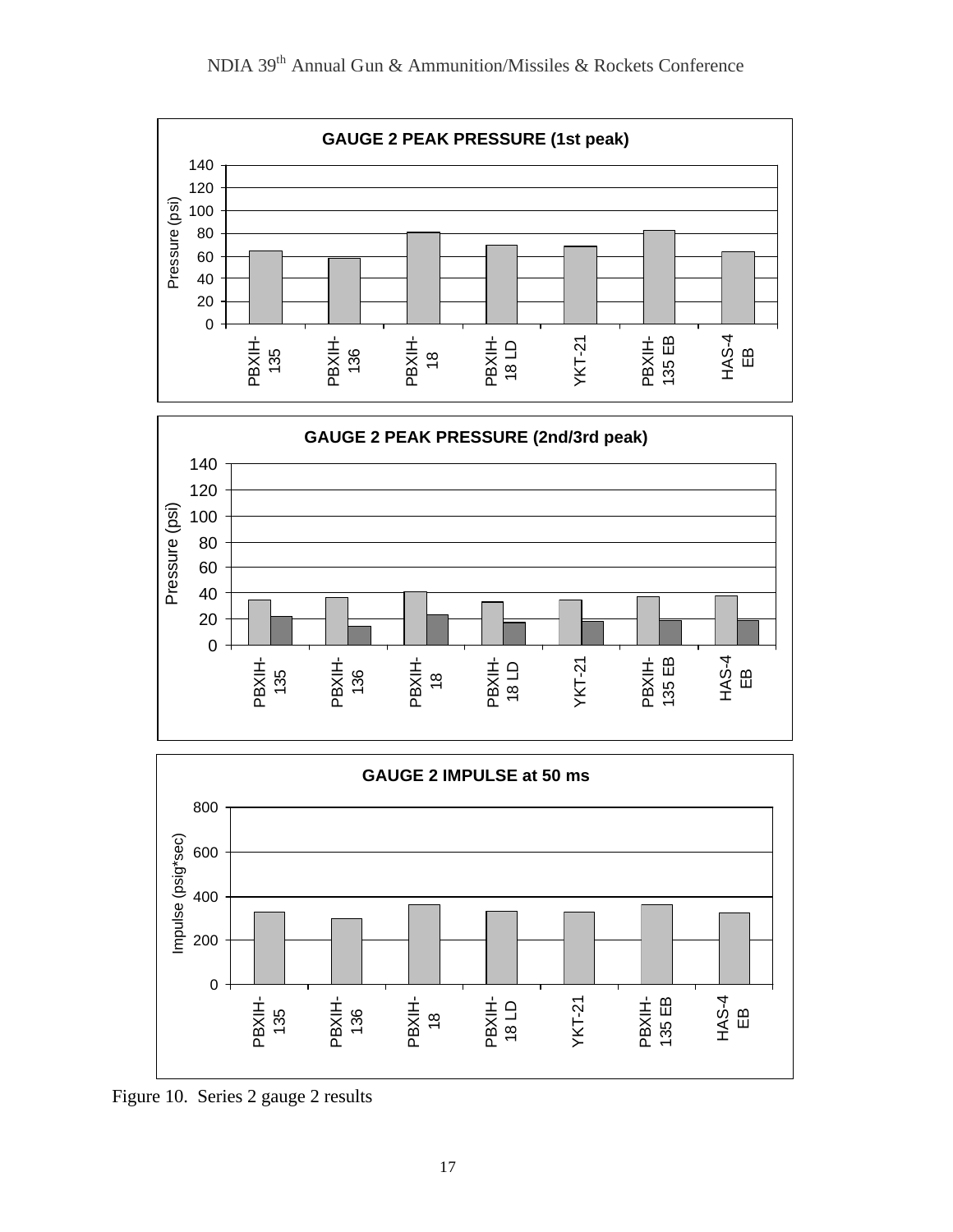Figure 10. Series 2 gauge 2 results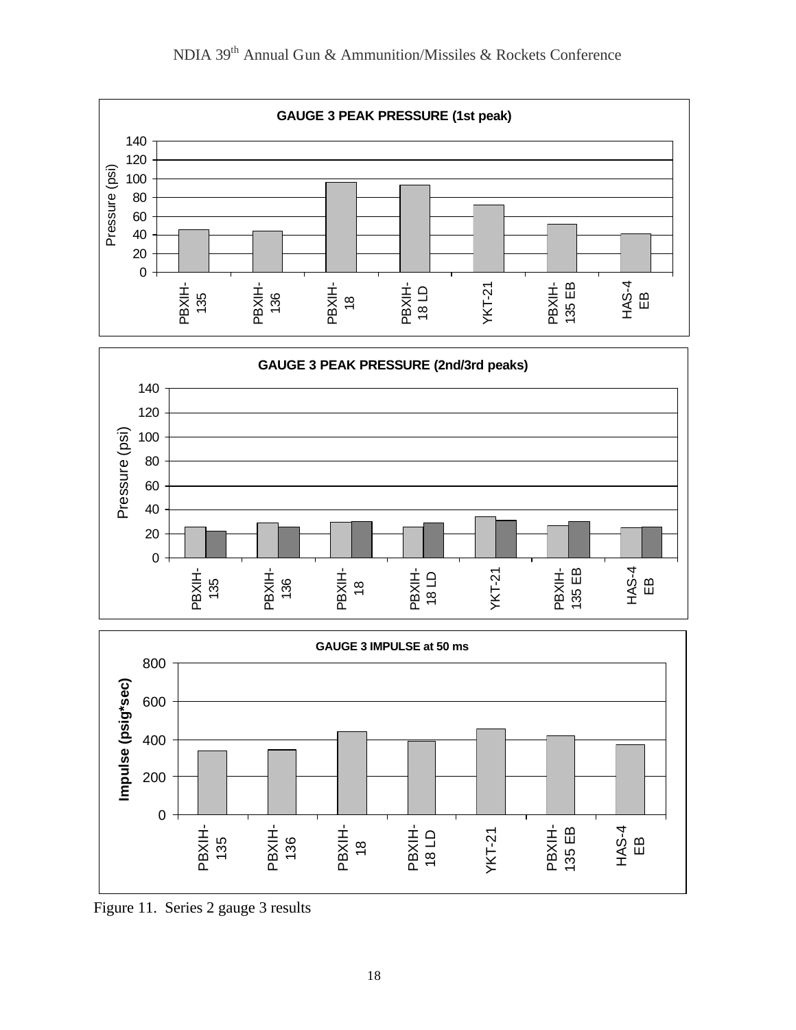**GAUGE 3 PEAK PRESSURE (1st peak)**

Pressure (psi)

PBXIH-135, PBXIH-136, PBXIH-18, PBXIH-18 LD, YKT-21, PBXIH-135 EB, HAS-4 EB

**GAUGE 3 PEAK PRESSURE (2nd/3rd peaks)**

Pressure (psi)

PBXIH-135, PBXIH-136, PBXIH-18, PBXIH-18 LD, YKT-21, PBXIH-135 EB, HAS-4 EB

**GAUGE 3 IMPULSE at 50 ms**

Impulse (psig*sec)

PBXIH-135, PBXIH-136, PBXIH-18, PBXIH-18 LD, YKT-21, PBXIH-135 EB, HAS-4 EB

Figure 11. Series 2 gauge 3 results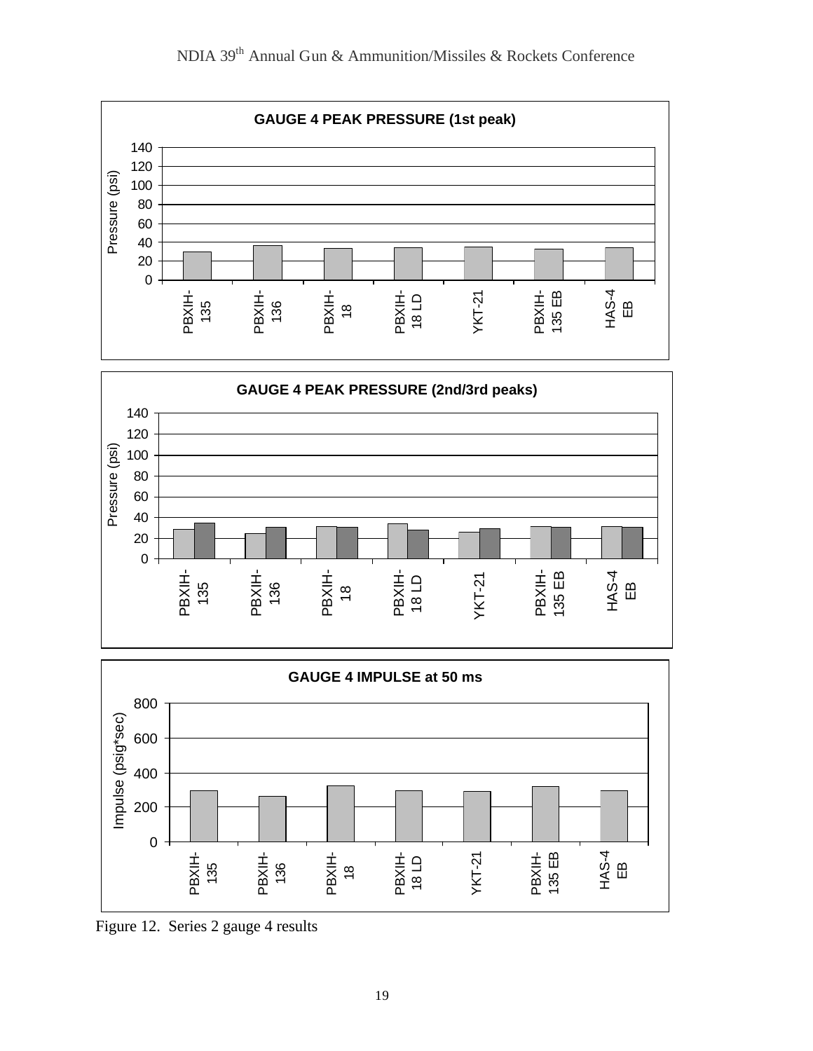GAUGE 4 PEAK PRESSURE (1st peak)

GAUGE 4 PEAK PRESSURE (2nd/3rd peaks)

GAUGE 4 IMPULSE at 50 ms

Figure 12. Series 2 gauge 4 results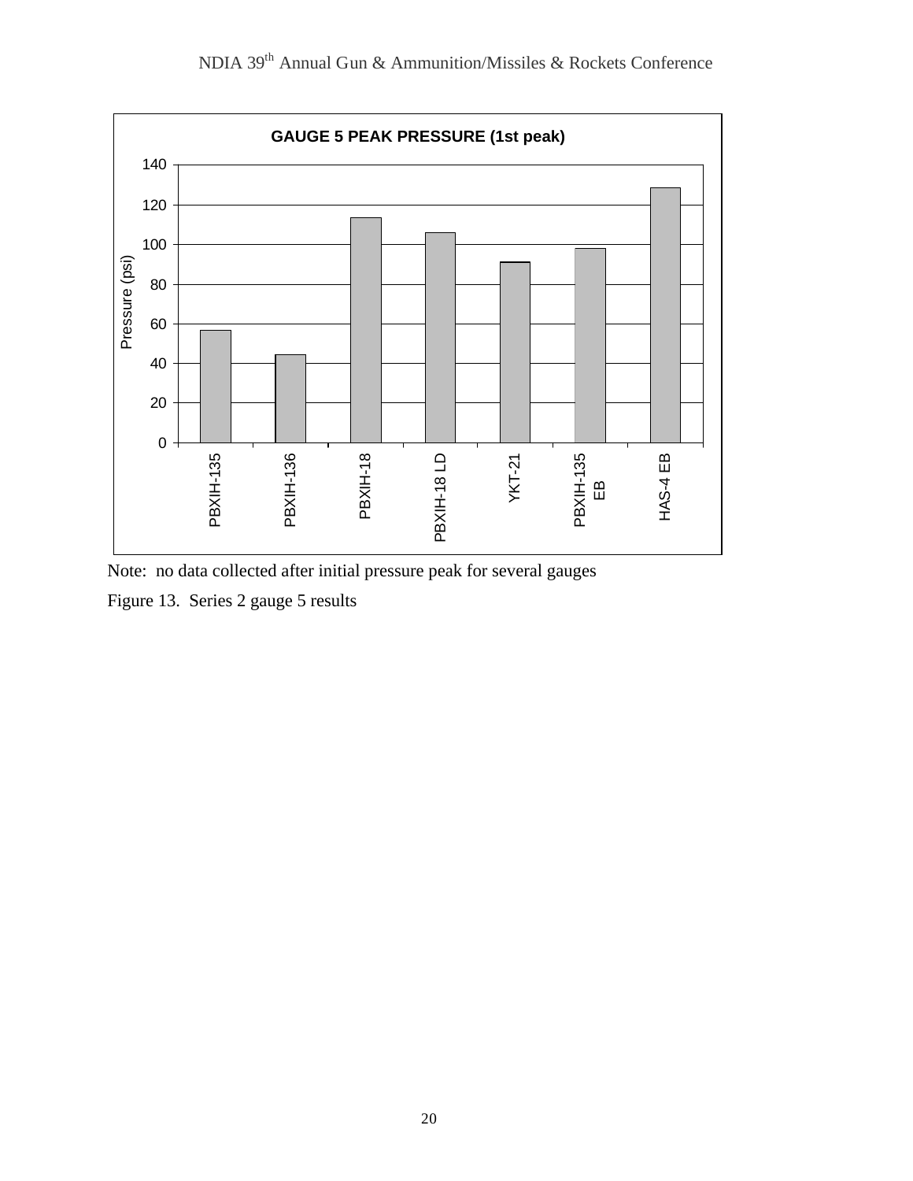**GAUGE 5 PEAK PRESSURE (1st peak)**

| Sample | Pressure (psi) |
|---|---|
| PBXIH-135 | ~57 |
| PBXIH-136 | ~44 |
| PBXIH-18 | ~114 |
| PBXIH-18 LD | ~106 |
| YKT-21 | ~91 |
| PBXIH-135 EB | ~98 |
| HAS-4 EB | ~129 |

Note: no data collected after initial pressure peak for several gauges

Figure 13. Series 2 gauge 5 results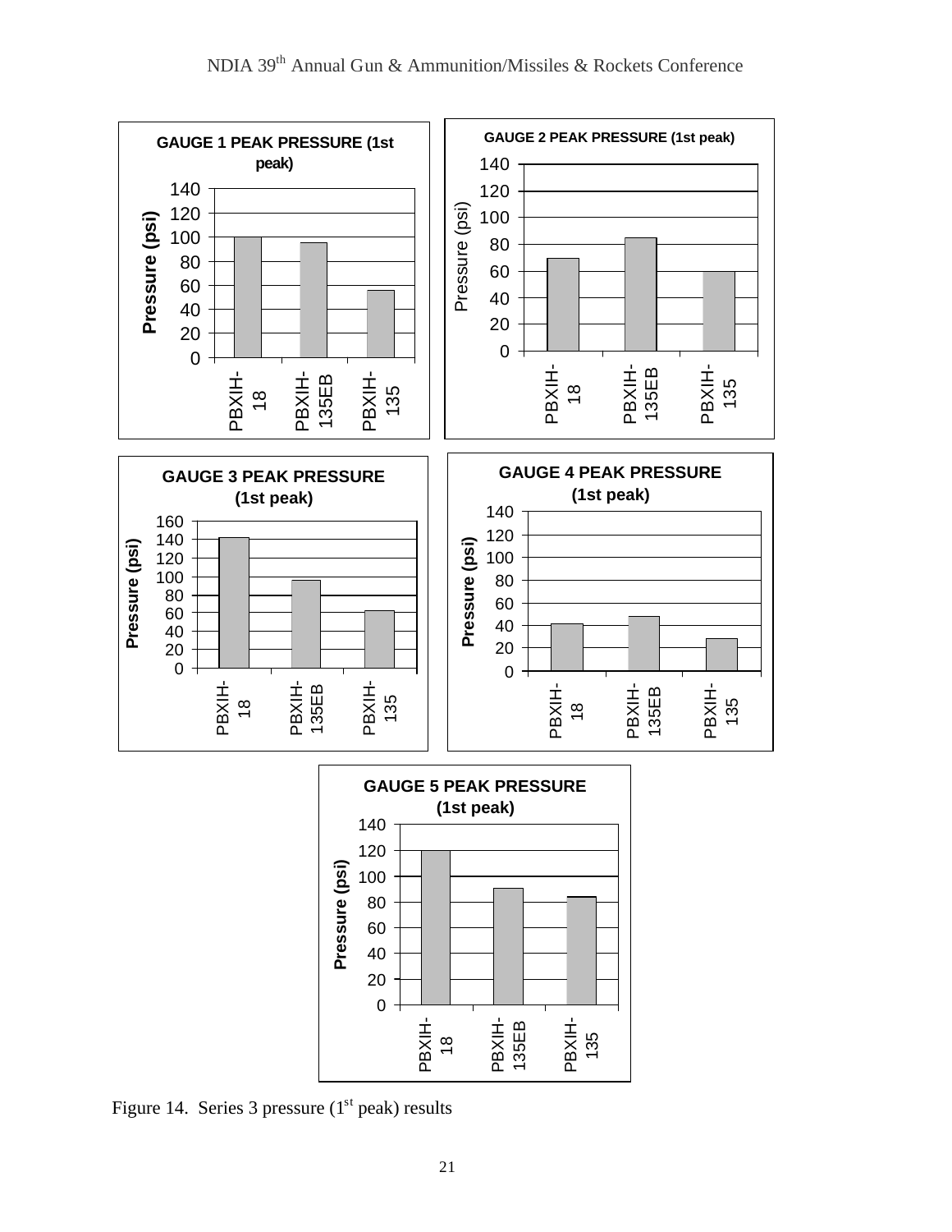Figure 14. Series 3 pressure (1st peak) results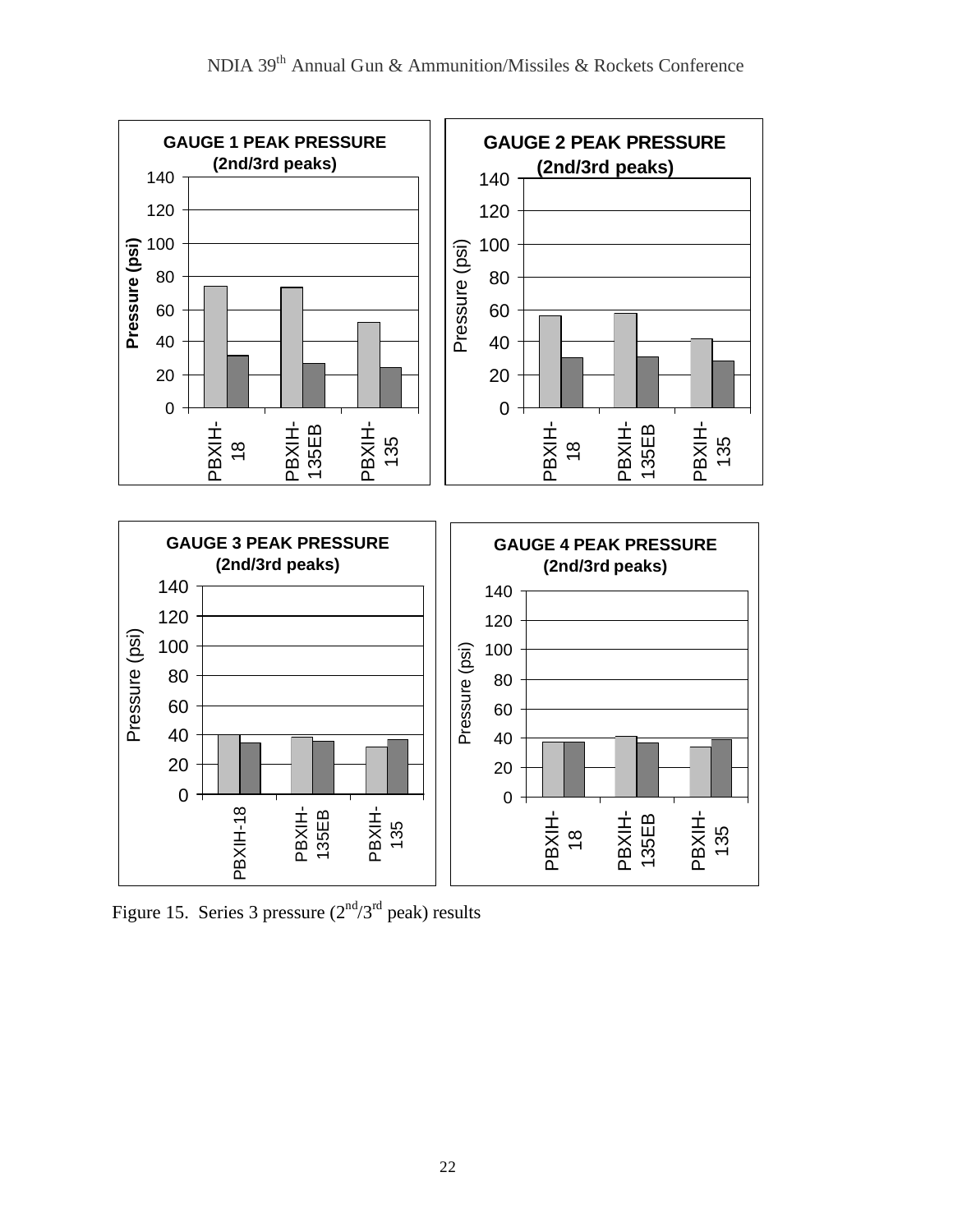GAUGE 1 PEAK PRESSURE (2nd/3rd peaks)

GAUGE 2 PEAK PRESSURE (2nd/3rd peaks)

GAUGE 3 PEAK PRESSURE (2nd/3rd peaks)

GAUGE 4 PEAK PRESSURE (2nd/3rd peaks)

Figure 15. Series 3 pressure (2nd/3rd peak) results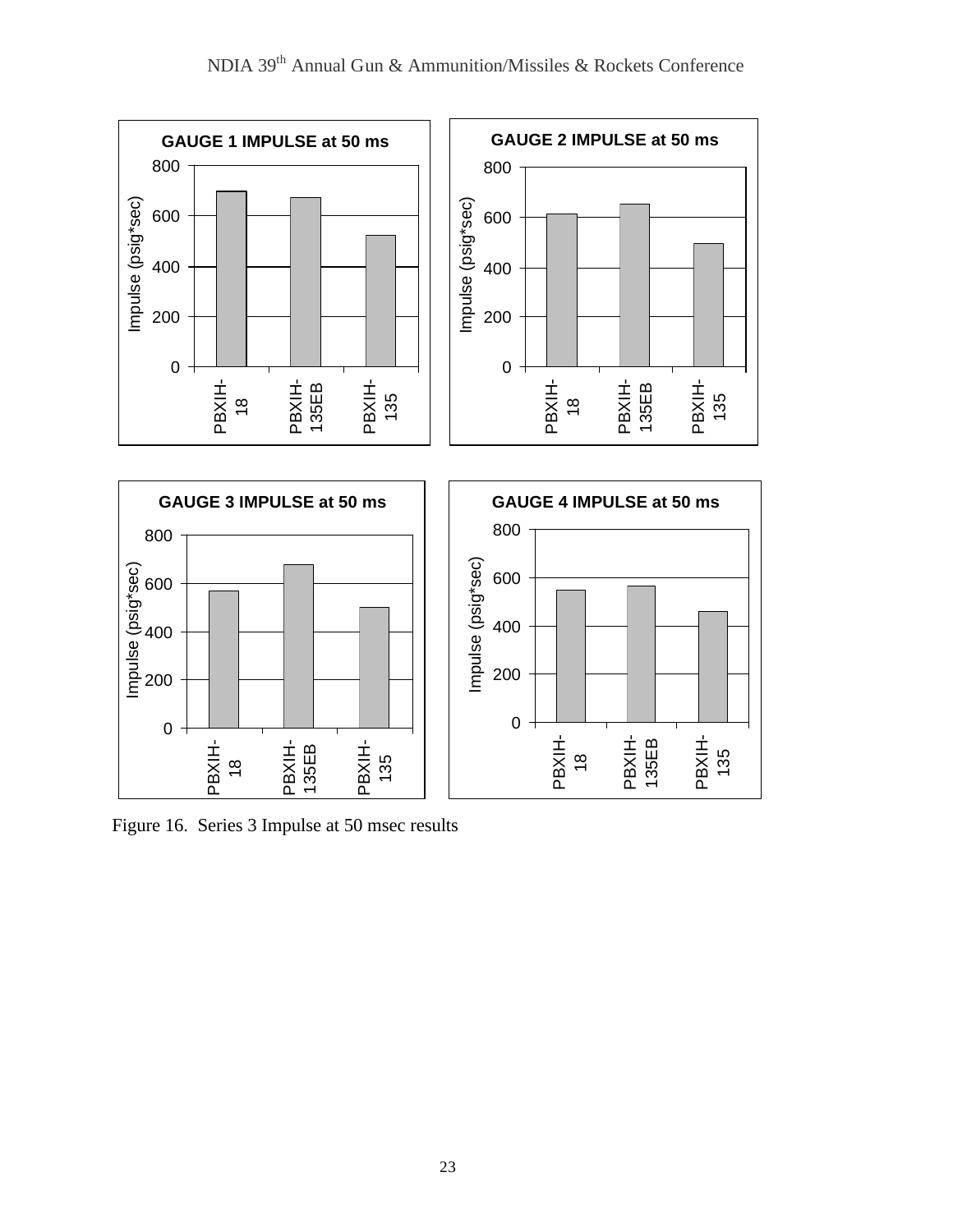GAUGE 1 IMPULSE at 50 ms

Impulse (psig*sec)

800
600
400
200
0

PBXIH-18
PBXIH-135EB
PBXIH-135

GAUGE 2 IMPULSE at 50 ms

Impulse (psig*sec)

800
600
400
200
0

PBXIH-18
PBXIH-135EB
PBXIH-135

GAUGE 3 IMPULSE at 50 ms

Impulse (psig*sec)

800
600
400
200
0

PBXIH-18
PBXIH-135EB
PBXIH-135

GAUGE 4 IMPULSE at 50 ms

Impulse (psig*sec)

800
600
400
200
0

PBXIH-18
PBXIH-135EB
PBXIH-135

Figure 16. Series 3 Impulse at 50 msec results